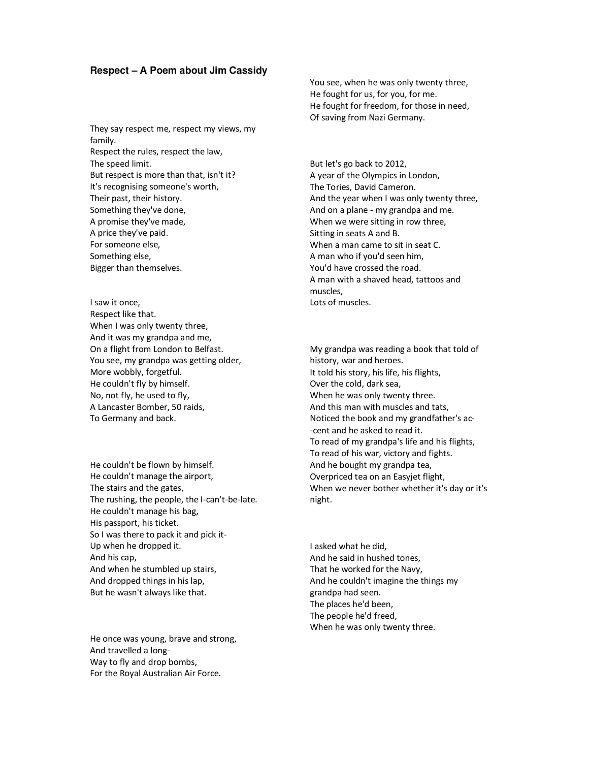### Respect – A Poem about Jim Cassidy

They say respect me, respect my views, my family.
Respect the rules, respect the law,
The speed limit.
But respect is more than that, isn't it?
It's recognising someone's worth,
Their past, their history.
Something they've done,
A promise they've made,
A price they've paid.
For someone else,
Something else,
Bigger than themselves.

I saw it once,
Respect like that.
When I was only twenty three,
And it was my grandpa and me,
On a flight from London to Belfast.
You see, my grandpa was getting older,
More wobbly, forgetful.
He couldn't fly by himself.
No, not fly, he used to fly,
A Lancaster Bomber, 50 raids,
To Germany and back.

He couldn't be flown by himself.
He couldn't manage the airport,
The stairs and the gates,
The rushing, the people, the I-can't-be-late.
He couldn't manage his bag,
His passport, his ticket.
So I was there to pack it and pick it-
Up when he dropped it.
And his cap,
And when he stumbled up stairs,
And dropped things in his lap,
But he wasn't always like that.

He once was young, brave and strong,
And travelled a long-
Way to fly and drop bombs,
For the Royal Australian Air Force.

You see, when he was only twenty three,
He fought for us, for you, for me.
He fought for freedom, for those in need,
Of saving from Nazi Germany.

But let's go back to 2012,
A year of the Olympics in London,
The Tories, David Cameron.
And the year when I was only twenty three,
And on a plane - my grandpa and me.
When we were sitting in row three,
Sitting in seats A and B.
When a man came to sit in seat C.
A man who if you'd seen him,
You'd have crossed the road.
A man with a shaved head, tattoos and muscles,
Lots of muscles.

My grandpa was reading a book that told of history, war and heroes.
It told his story, his life, his flights,
Over the cold, dark sea,
When he was only twenty three.
And this man with muscles and tats,
Noticed the book and my grandfather's ac-
-cent and he asked to read it.
To read of my grandpa's life and his flights,
To read of his war, victory and fights.
And he bought my grandpa tea,
Overpriced tea on an Easyjet flight,
When we never bother whether it's day or it's night.

I asked what he did,
And he said in hushed tones,
That he worked for the Navy,
And he couldn't imagine the things my grandpa had seen.
The places he'd been,
The people he'd freed,
When he was only twenty three.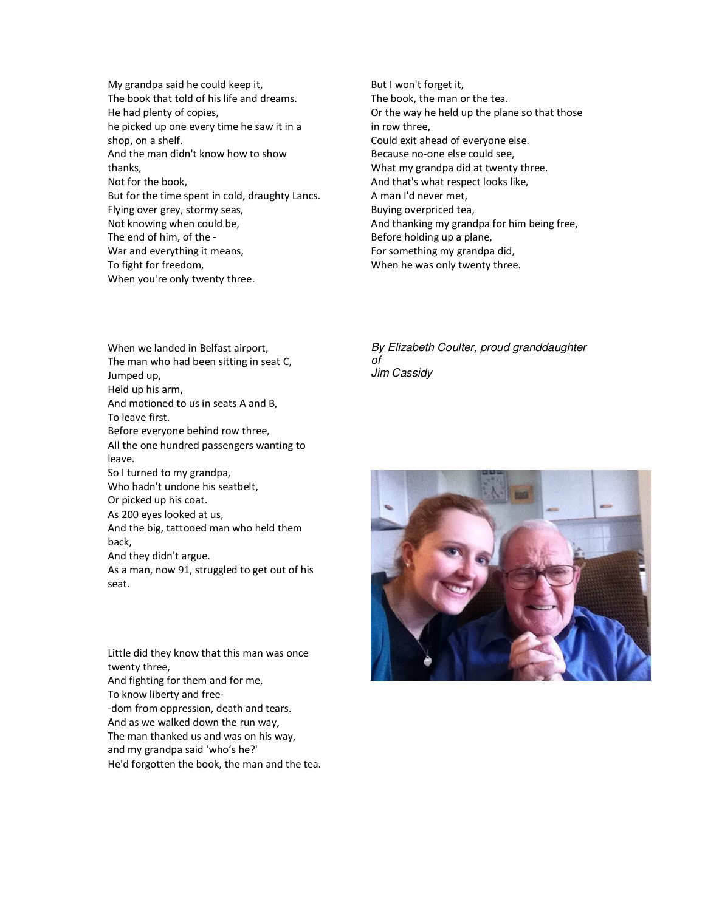My grandpa said he could keep it,
The book that told of his life and dreams.
He had plenty of copies,
he picked up one every time he saw it in a shop, on a shelf.
And the man didn't know how to show thanks,
Not for the book,
But for the time spent in cold, draughty Lancs.
Flying over grey, stormy seas,
Not knowing when could be,
The end of him, of the -
War and everything it means,
To fight for freedom,
When you're only twenty three.

When we landed in Belfast airport,
The man who had been sitting in seat C,
Jumped up,
Held up his arm,
And motioned to us in seats A and B,
To leave first.
Before everyone behind row three,
All the one hundred passengers wanting to leave.
So I turned to my grandpa,
Who hadn't undone his seatbelt,
Or picked up his coat.
As 200 eyes looked at us,
And the big, tattooed man who held them back,
And they didn't argue.
As a man, now 91, struggled to get out of his seat.

Little did they know that this man was once twenty three,
And fighting for them and for me,
To know liberty and free-
-dom from oppression, death and tears.
And as we walked down the run way,
The man thanked us and was on his way,
and my grandpa said 'who's he?'
He'd forgotten the book, the man and the tea.

But I won't forget it,
The book, the man or the tea.
Or the way he held up the plane so that those in row three,
Could exit ahead of everyone else.
Because no-one else could see,
What my grandpa did at twenty three.
And that's what respect looks like,
A man I'd never met,
Buying overpriced tea,
And thanking my grandpa for him being free,
Before holding up a plane,
For something my grandpa did,
When he was only twenty three.

*By Elizabeth Coulter, proud granddaughter of Jim Cassidy*